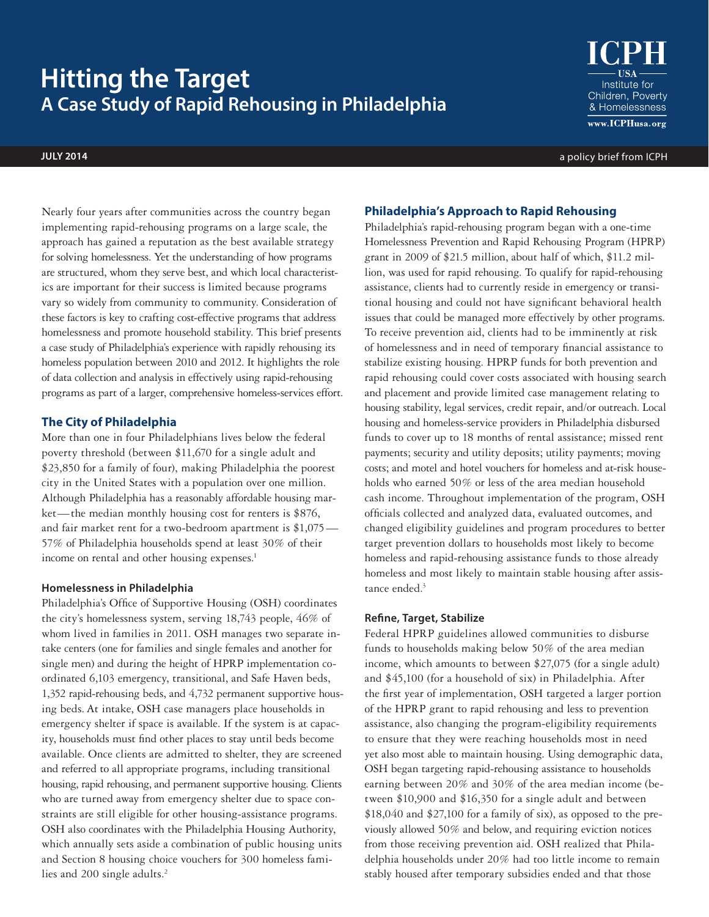# Hitting the Target

## A Case Study of Rapid Rehousing in Philadelphia

ICPH USA Institute for Children, Poverty & Homelessness www.ICPHusa.org

**JULY 2014** a policy brief from ICPH

Nearly four years after communities across the country began implementing rapid-rehousing programs on a large scale, the approach has gained a reputation as the best available strategy for solving homelessness. Yet the understanding of how programs are structured, whom they serve best, and which local characteristics are important for their success is limited because programs vary so widely from community to community. Consideration of these factors is key to crafting cost-effective programs that address homelessness and promote household stability. This brief presents a case study of Philadelphia's experience with rapidly rehousing its homeless population between 2010 and 2012. It highlights the role of data collection and analysis in effectively using rapid-rehousing programs as part of a larger, comprehensive homeless-services effort.

### The City of Philadelphia

More than one in four Philadelphians lives below the federal poverty threshold (between $11,670 for a single adult and $23,850 for a family of four), making Philadelphia the poorest city in the United States with a population over one million. Although Philadelphia has a reasonably affordable housing market—the median monthly housing cost for renters is $876, and fair market rent for a two-bedroom apartment is $1,075—57% of Philadelphia households spend at least 30% of their income on rental and other housing expenses.[1]

#### Homelessness in Philadelphia

Philadelphia's Office of Supportive Housing (OSH) coordinates the city's homelessness system, serving 18,743 people, 46% of whom lived in families in 2011. OSH manages two separate intake centers (one for families and single females and another for single men) and during the height of HPRP implementation coordinated 6,103 emergency, transitional, and Safe Haven beds, 1,352 rapid-rehousing beds, and 4,732 permanent supportive housing beds. At intake, OSH case managers place households in emergency shelter if space is available. If the system is at capacity, households must find other places to stay until beds become available. Once clients are admitted to shelter, they are screened and referred to all appropriate programs, including transitional housing, rapid rehousing, and permanent supportive housing. Clients who are turned away from emergency shelter due to space constraints are still eligible for other housing-assistance programs. OSH also coordinates with the Philadelphia Housing Authority, which annually sets aside a combination of public housing units and Section 8 housing choice vouchers for 300 homeless families and 200 single adults.[2]

### Philadelphia's Approach to Rapid Rehousing

Philadelphia's rapid-rehousing program began with a one-time Homelessness Prevention and Rapid Rehousing Program (HPRP) grant in 2009 of $21.5 million, about half of which, $11.2 million, was used for rapid rehousing. To qualify for rapid-rehousing assistance, clients had to currently reside in emergency or transitional housing and could not have significant behavioral health issues that could be managed more effectively by other programs. To receive prevention aid, clients had to be imminently at risk of homelessness and in need of temporary financial assistance to stabilize existing housing. HPRP funds for both prevention and rapid rehousing could cover costs associated with housing search and placement and provide limited case management relating to housing stability, legal services, credit repair, and/or outreach. Local housing and homeless-service providers in Philadelphia disbursed funds to cover up to 18 months of rental assistance; missed rent payments; security and utility deposits; utility payments; moving costs; and motel and hotel vouchers for homeless and at-risk households who earned 50% or less of the area median household cash income. Throughout implementation of the program, OSH officials collected and analyzed data, evaluated outcomes, and changed eligibility guidelines and program procedures to better target prevention dollars to households most likely to become homeless and rapid-rehousing assistance funds to those already homeless and most likely to maintain stable housing after assistance ended.[3]

#### Refine, Target, Stabilize

Federal HPRP guidelines allowed communities to disburse funds to households making below 50% of the area median income, which amounts to between $27,075 (for a single adult) and $45,100 (for a household of six) in Philadelphia. After the first year of implementation, OSH targeted a larger portion of the HPRP grant to rapid rehousing and less to prevention assistance, also changing the program-eligibility requirements to ensure that they were reaching households most in need yet also most able to maintain housing. Using demographic data, OSH began targeting rapid-rehousing assistance to households earning between 20% and 30% of the area median income (between $10,900 and $16,350 for a single adult and between $18,040 and $27,100 for a family of six), as opposed to the previously allowed 50% and below, and requiring eviction notices from those receiving prevention aid. OSH realized that Philadelphia households under 20% had too little income to remain stably housed after temporary subsidies ended and that those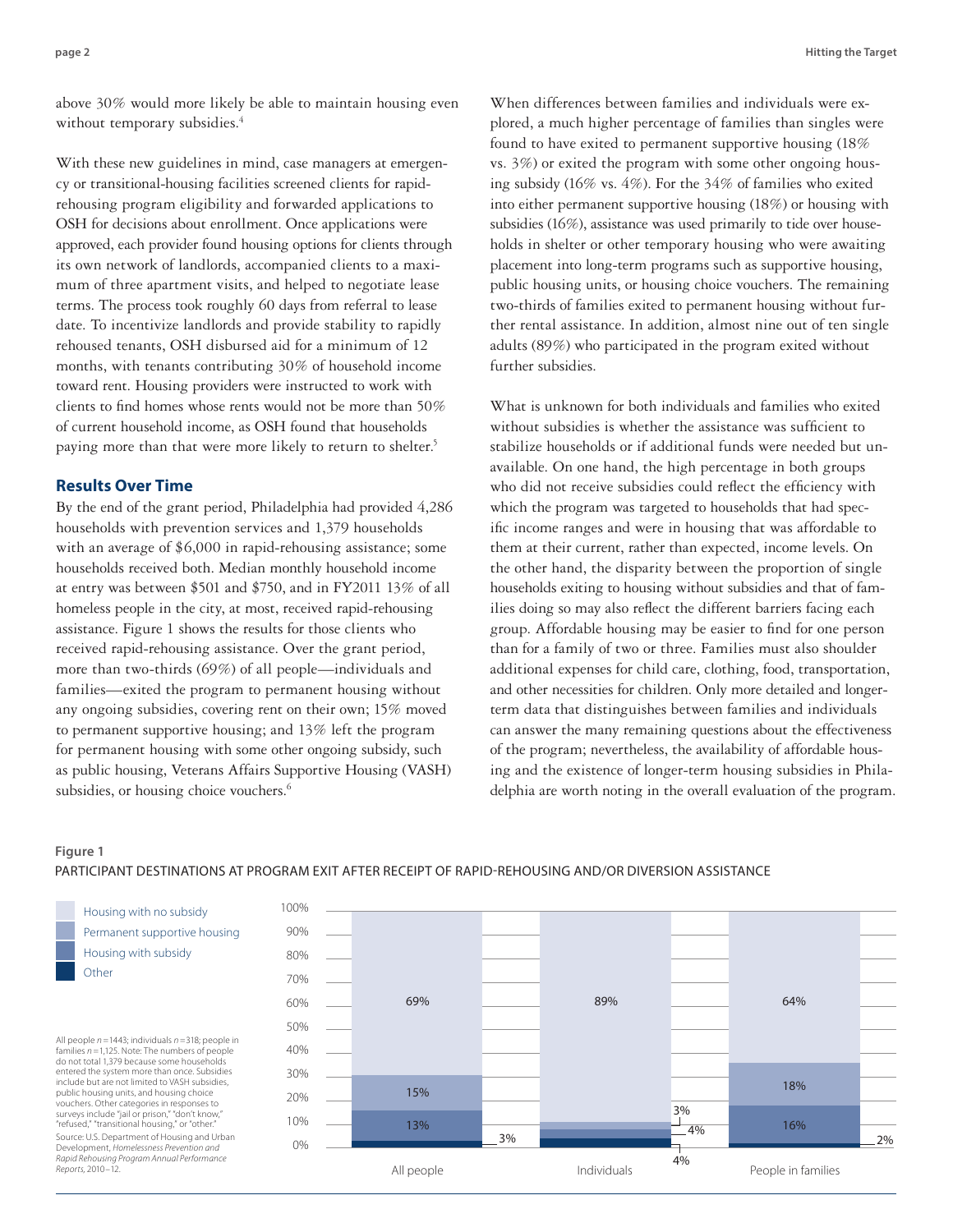above 30% would more likely be able to maintain housing even without temporary subsidies.[4]

With these new guidelines in mind, case managers at emergency or transitional-housing facilities screened clients for rapid-rehousing program eligibility and forwarded applications to OSH for decisions about enrollment. Once applications were approved, each provider found housing options for clients through its own network of landlords, accompanied clients to a maximum of three apartment visits, and helped to negotiate lease terms. The process took roughly 60 days from referral to lease date. To incentivize landlords and provide stability to rapidly rehoused tenants, OSH disbursed aid for a minimum of 12 months, with tenants contributing 30% of household income toward rent. Housing providers were instructed to work with clients to find homes whose rents would not be more than 50% of current household income, as OSH found that households paying more than that were more likely to return to shelter.[5]

## Results Over Time

By the end of the grant period, Philadelphia had provided 4,286 households with prevention services and 1,379 households with an average of $6,000 in rapid-rehousing assistance; some households received both. Median monthly household income at entry was between $501 and $750, and in FY2011 13% of all homeless people in the city, at most, received rapid-rehousing assistance. Figure 1 shows the results for those clients who received rapid-rehousing assistance. Over the grant period, more than two-thirds (69%) of all people—individuals and families—exited the program to permanent housing without any ongoing subsidies, covering rent on their own; 15% moved to permanent supportive housing; and 13% left the program for permanent housing with some other ongoing subsidy, such as public housing, Veterans Affairs Supportive Housing (VASH) subsidies, or housing choice vouchers.[6]

When differences between families and individuals were explored, a much higher percentage of families than singles were found to have exited to permanent supportive housing (18% vs. 3%) or exited the program with some other ongoing housing subsidy (16% vs. 4%). For the 34% of families who exited into either permanent supportive housing (18%) or housing with subsidies (16%), assistance was used primarily to tide over households in shelter or other temporary housing who were awaiting placement into long-term programs such as supportive housing, public housing units, or housing choice vouchers. The remaining two-thirds of families exited to permanent housing without further rental assistance. In addition, almost nine out of ten single adults (89%) who participated in the program exited without further subsidies.

What is unknown for both individuals and families who exited without subsidies is whether the assistance was sufficient to stabilize households or if additional funds were needed but unavailable. On one hand, the high percentage in both groups who did not receive subsidies could reflect the efficiency with which the program was targeted to households that had specific income ranges and were in housing that was affordable to them at their current, rather than expected, income levels. On the other hand, the disparity between the proportion of single households exiting to housing without subsidies and that of families doing so may also reflect the different barriers facing each group. Affordable housing may be easier to find for one person than for a family of two or three. Families must also shoulder additional expenses for child care, clothing, food, transportation, and other necessities for children. Only more detailed and longer-term data that distinguishes between families and individuals can answer the many remaining questions about the effectiveness of the program; nevertheless, the availability of affordable housing and the existence of longer-term housing subsidies in Philadelphia are worth noting in the overall evaluation of the program.

**Figure 1**

PARTICIPANT DESTINATIONS AT PROGRAM EXIT AFTER RECEIPT OF RAPID-REHOUSING AND/OR DIVERSION ASSISTANCE

| | All people | Individuals | People in families |
|---|---|---|---|
| Housing with no subsidy | 69% | 89% | 64% |
| Permanent supportive housing | 15% | 3% | 18% |
| Housing with subsidy | 13% | 4% | 16% |
| Other | 3% | 4% | 2% |

All people *n* = 1443; individuals *n* = 318; people in families *n* = 1,125. Note: The numbers of people do not total 1,379 because some households entered the system more than once. Subsidies include but are not limited to VASH subsidies, public housing units, and housing choice vouchers. Other categories in responses to surveys include "jail or prison," "don't know," "refused," "transitional housing," or "other."

Source: U.S. Department of Housing and Urban Development, *Homelessness Prevention and Rapid Rehousing Program Annual Performance Reports*, 2010–12.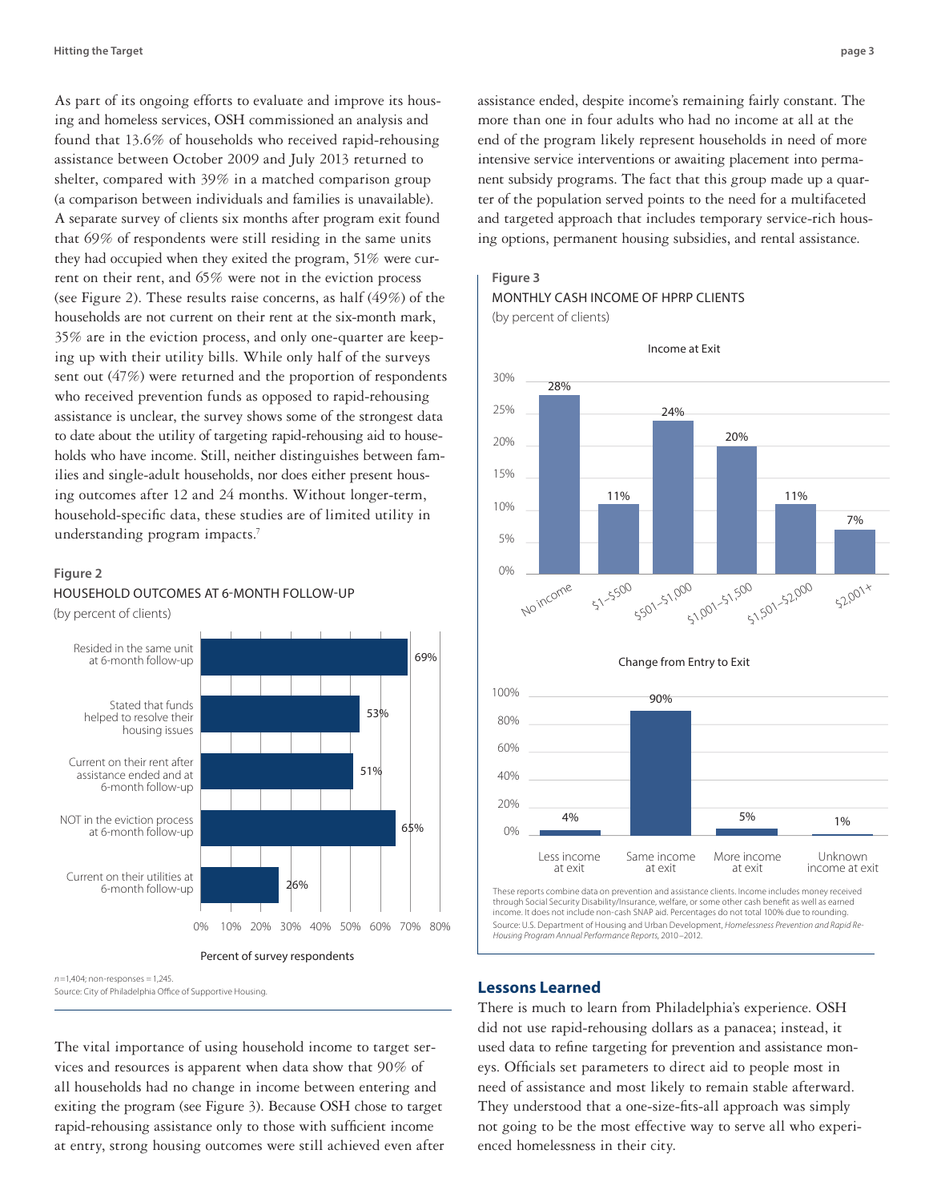As part of its ongoing efforts to evaluate and improve its housing and homeless services, OSH commissioned an analysis and found that 13.6% of households who received rapid-rehousing assistance between October 2009 and July 2013 returned to shelter, compared with 39% in a matched comparison group (a comparison between individuals and families is unavailable). A separate survey of clients six months after program exit found that 69% of respondents were still residing in the same units they had occupied when they exited the program, 51% were current on their rent, and 65% were not in the eviction process (see Figure 2). These results raise concerns, as half (49%) of the households are not current on their rent at the six-month mark, 35% are in the eviction process, and only one-quarter are keeping up with their utility bills. While only half of the surveys sent out (47%) were returned and the proportion of respondents who received prevention funds as opposed to rapid-rehousing assistance is unclear, the survey shows some of the strongest data to date about the utility of targeting rapid-rehousing aid to households who have income. Still, neither distinguishes between families and single-adult households, nor does either present housing outcomes after 12 and 24 months. Without longer-term, household-specific data, these studies are of limited utility in understanding program impacts.[7]

**Figure 2**

HOUSEHOLD OUTCOMES AT 6-MONTH FOLLOW-UP

(by percent of clients)

| Outcome | Percent of survey respondents |
|---|---|
| Resided in the same unit at 6-month follow-up | 69% |
| Stated that funds helped to resolve their housing issues | 53% |
| Current on their rent after assistance ended and at 6-month follow-up | 51% |
| NOT in the eviction process at 6-month follow-up | 65% |
| Current on their utilities at 6-month follow-up | 26% |

*n*=1,404; non-responses = 1,245.

Source: City of Philadelphia Office of Supportive Housing.

The vital importance of using household income to target services and resources is apparent when data show that 90% of all households had no change in income between entering and exiting the program (see Figure 3). Because OSH chose to target rapid-rehousing assistance only to those with sufficient income at entry, strong housing outcomes were still achieved even after assistance ended, despite income's remaining fairly constant. The more than one in four adults who had no income at all at the end of the program likely represent households in need of more intensive service interventions or awaiting placement into permanent subsidy programs. The fact that this group made up a quarter of the population served points to the need for a multifaceted and targeted approach that includes temporary service-rich housing options, permanent housing subsidies, and rental assistance.

**Figure 3**

MONTHLY CASH INCOME OF HPRP CLIENTS

(by percent of clients)

Income at Exit

| No income | $1–$500 | $501–$1,000 | $1,001–$1,500 | $1,501–$2,000 | $2,001+ |
|---|---|---|---|---|---|
| 28% | 11% | 24% | 20% | 11% | 7% |

Change from Entry to Exit

| Less income at exit | Same income at exit | More income at exit | Unknown income at exit |
|---|---|---|---|
| 4% | 90% | 5% | 1% |

These reports combine data on prevention and assistance clients. Income includes money received through Social Security Disability/Insurance, welfare, or some other cash benefit as well as earned income. It does not include non-cash SNAP aid. Percentages do not total 100% due to rounding.

Source: U.S. Department of Housing and Urban Development, *Homelessness Prevention and Rapid Re-Housing Program Annual Performance Reports*, 2010–2012.

## Lessons Learned

There is much to learn from Philadelphia's experience. OSH did not use rapid-rehousing dollars as a panacea; instead, it used data to refine targeting for prevention and assistance moneys. Officials set parameters to direct aid to people most in need of assistance and most likely to remain stable afterward. They understood that a one-size-fits-all approach was simply not going to be the most effective way to serve all who experienced homelessness in their city.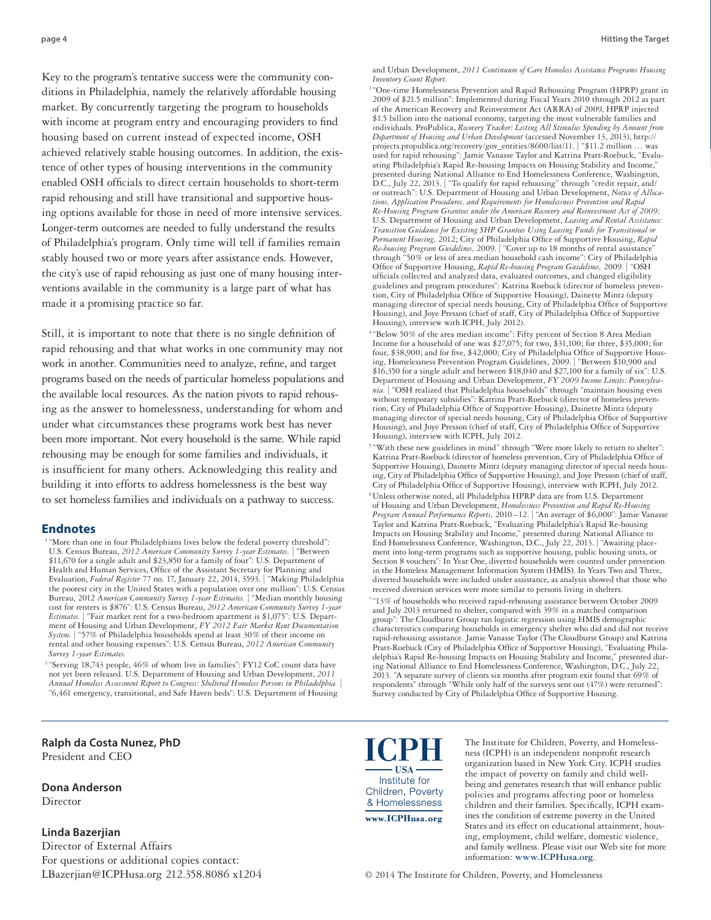Key to the program's tentative success were the community conditions in Philadelphia, namely the relatively affordable housing market. By concurrently targeting the program to households with income at program entry and encouraging providers to find housing based on current instead of expected income, OSH achieved relatively stable housing outcomes. In addition, the existence of other types of housing interventions in the community enabled OSH officials to direct certain households to short-term rapid rehousing and still have transitional and supportive housing options available for those in need of more intensive services. Longer-term outcomes are needed to fully understand the results of Philadelphia's program. Only time will tell if families remain stably housed two or more years after assistance ends. However, the city's use of rapid rehousing as just one of many housing interventions available in the community is a large part of what has made it a promising practice so far.

Still, it is important to note that there is no single definition of rapid rehousing and that what works in one community may not work in another. Communities need to analyze, refine, and target programs based on the needs of particular homeless populations and the available local resources. As the nation pivots to rapid rehousing as the answer to homelessness, understanding for whom and under what circumstances these programs work best has never been more important. Not every household is the same. While rapid rehousing may be enough for some families and individuals, it is insufficient for many others. Acknowledging this reality and building it into efforts to address homelessness is the best way to set homeless families and individuals on a pathway to success.

## Endnotes

[1] "More than one in four Philadelphians lives below the federal poverty threshold": U.S. Census Bureau, *2012 American Community Survey 1-year Estimates.* | "Between $11,670 for a single adult and $23,850 for a family of four": U.S. Department of Health and Human Services, Office of the Assistant Secretary for Planning and Evaluation, *Federal Register* 77 no. 17, January 22, 2014, 3593. | "Making Philadelphia the poorest city in the United States with a population over one million": U.S. Census Bureau, 2012 *American Community Survey 1-year Estimates.* | "Median monthly housing cost for renters is $876": U.S. Census Bureau, *2012 American Community Survey 1-year Estimates.* | "Fair market rent for a two-bedroom apartment is $1,075": U.S. Department of Housing and Urban Development, *FY 2012 Fair Market Rent Documentation System.* | "57% of Philadelphia households spend at least 30% of their income on rental and other housing expenses": U.S. Census Bureau, *2012 American Community Survey 1-year Estimates.*

[2] "Serving 18,743 people, 46% of whom live in families": FY12 CoC count data have not yet been released. U.S. Department of Housing and Urban Development, *2011 Annual Homeless Assessment Report to Congress: Sheltered Homeless Persons in Philadelphia.* | "6,461 emergency, transitional, and Safe Haven beds": U.S. Department of Housing and Urban Development, *2011 Continuum of Care Homeless Assistance Programs Housing Inventory Count Report.*

[3] "One-time Homelessness Prevention and Rapid Rehousing Program (HPRP) grant in 2009 of $21.5 million": Implemented during Fiscal Years 2010 through 2012 as part of the American Recovery and Reinvestment Act (ARRA) of 2009, HPRP injected $1.5 billion into the national economy, targeting the most vulnerable families and individuals. ProPublica, *Recovery Tracker: Listing All Stimulus Spending by Amount from Department of Housing and Urban Development* (accessed November 13, 2013), http://projects.propublica.org/recovery/gov_entities/8600/list/11. | "$11.2 million … was used for rapid rehousing": Jamie Vanasse Taylor and Katrina Pratt-Roebuck, "Evaluating Philadelphia's Rapid Re-housing Impacts on Housing Stability and Income," presented during National Alliance to End Homelessness Conference, Washington, D.C., July 22, 2013. | "To qualify for rapid rehousing" through "credit repair, and/or outreach": U.S. Department of Housing and Urban Development, *Notice of Allocations, Application Procedures, and Requirements for Homelessness Prevention and Rapid Re-Housing Program Grantees under the American Recovery and Reinvestment Act of 2009;* U.S. Department of Housing and Urban Development, *Leasing and Rental Assistance: Transition Guidance for Existing SHP Grantees Using Leasing Funds for Transitional or Permanent Housing,* 2012; City of Philadelphia Office of Supportive Housing, *Rapid Re-housing Program Guidelines,* 2009. | "Cover up to 18 months of rental assistance" through "50% or less of area median household cash income": City of Philadelphia Office of Supportive Housing, *Rapid Re-housing Program Guidelines,* 2009. | "OSH officials collected and analyzed data, evaluated outcomes, and changed eligibility guidelines and program procedures": Katrina Roebuck (director of homeless prevention, City of Philadelphia Office of Supportive Housing), Dainette Mintz (deputy managing director of special needs housing, City of Philadelphia Office of Supportive Housing), and Joye Presson (chief of staff, City of Philadelphia Office of Supportive Housing), interview with ICPH, July 2012).

[4] "Below 50% of the area median income": Fifty percent of Section 8 Area Median Income for a household of one was $27,075; for two, $31,100; for three, $35,000; for four, $38,900; and for five, $42,000; City of Philadelphia Office of Supportive Housing, Homelessness Prevention Program Guidelines, 2009. | "Between $10,900 and $16,350 for a single adult and between $18,040 and $27,100 for a family of six": U.S. Department of Housing and Urban Development, *FY 2009 Income Limits: Pennsylvania.* | "OSH realized that Philadelphia households" through "maintain housing even without temporary subsidies": Katrina Pratt-Roebuck (director of homeless prevention, City of Philadelphia Office of Supportive Housing), Dainette Mintz (deputy managing director of special needs housing, City of Philadelphia Office of Supportive Housing), and Joye Presson (chief of staff, City of Philadelphia Office of Supportive Housing), interview with ICPH, July 2012.

[5] "With these new guidelines in mind" through "Were more likely to return to shelter": Katrina Pratt-Roebuck (director of homeless prevention, City of Philadelphia Office of Supportive Housing), Dainette Mintz (deputy managing director of special needs housing, City of Philadelphia Office of Supportive Housing), and Joye Presson (chief of staff, City of Philadelphia Office of Supportive Housing), interview with ICPH, July 2012.

[6] Unless otherwise noted, all Philadelphia HPRP data are from U.S. Department of Housing and Urban Development, *Homelessness Prevention and Rapid Re-Housing Program Annual Performance Reports,* 2010–12. | "An average of $6,000": Jamie Vanasse Taylor and Katrina Pratt-Roebuck, "Evaluating Philadelphia's Rapid Re-housing Impacts on Housing Stability and Income," presented during National Alliance to End Homelessness Conference, Washington, D.C., July 22, 2013. | "Awaiting placement into long-term programs such as supportive housing, public housing units, or Section 8 vouchers": In Year One, diverted households were counted under prevention in the Homeless Management Information System (HMIS). In Years Two and Three, diverted households were included under assistance, as analysis showed that those who received diversion services were more similar to persons living in shelters.

[7] "13% of households who received rapid-rehousing assistance between October 2009 and July 2013 returned to shelter, compared with 39% in a matched comparison group": The Cloudburst Group ran logistic regression using HMIS demographic characteristics comparing households in emergency shelter who did and did not receive rapid-rehousing assistance. Jamie Vanasse Taylor (The Cloudburst Group) and Katrina Pratt-Roebuck (City of Philadelphia Office of Supportive Housing), "Evaluating Philadelphia's Rapid Re-housing Impacts on Housing Stability and Income," presented during National Alliance to End Homelessness Conference, Washington, D.C., July 22, 2013. "A separate survey of clients six months after program exit found that 69% of respondents" through "While only half of the surveys sent out (47%) were returned": Survey conducted by City of Philadelphia Office of Supportive Housing.

---

**Ralph da Costa Nunez, PhD**
President and CEO

**Dona Anderson**
Director

**Linda Bazerjian**
Director of External Affairs
For questions or additional copies contact:
LBazerjian@ICPHusa.org 212.358.8086 x1204

ICPH USA
Institute for Children, Poverty & Homelessness
www.ICPHusa.org

The Institute for Children, Poverty, and Homelessness (ICPH) is an independent nonprofit research organization based in New York City. ICPH studies the impact of poverty on family and child wellbeing and generates research that will enhance public policies and programs affecting poor or homeless children and their families. Specifically, ICPH examines the condition of extreme poverty in the United States and its effect on educational attainment, housing, employment, child welfare, domestic violence, and family wellness. Please visit our Web site for more information: **www.ICPHusa.org**.

© 2014 The Institute for Children, Poverty, and Homelessness